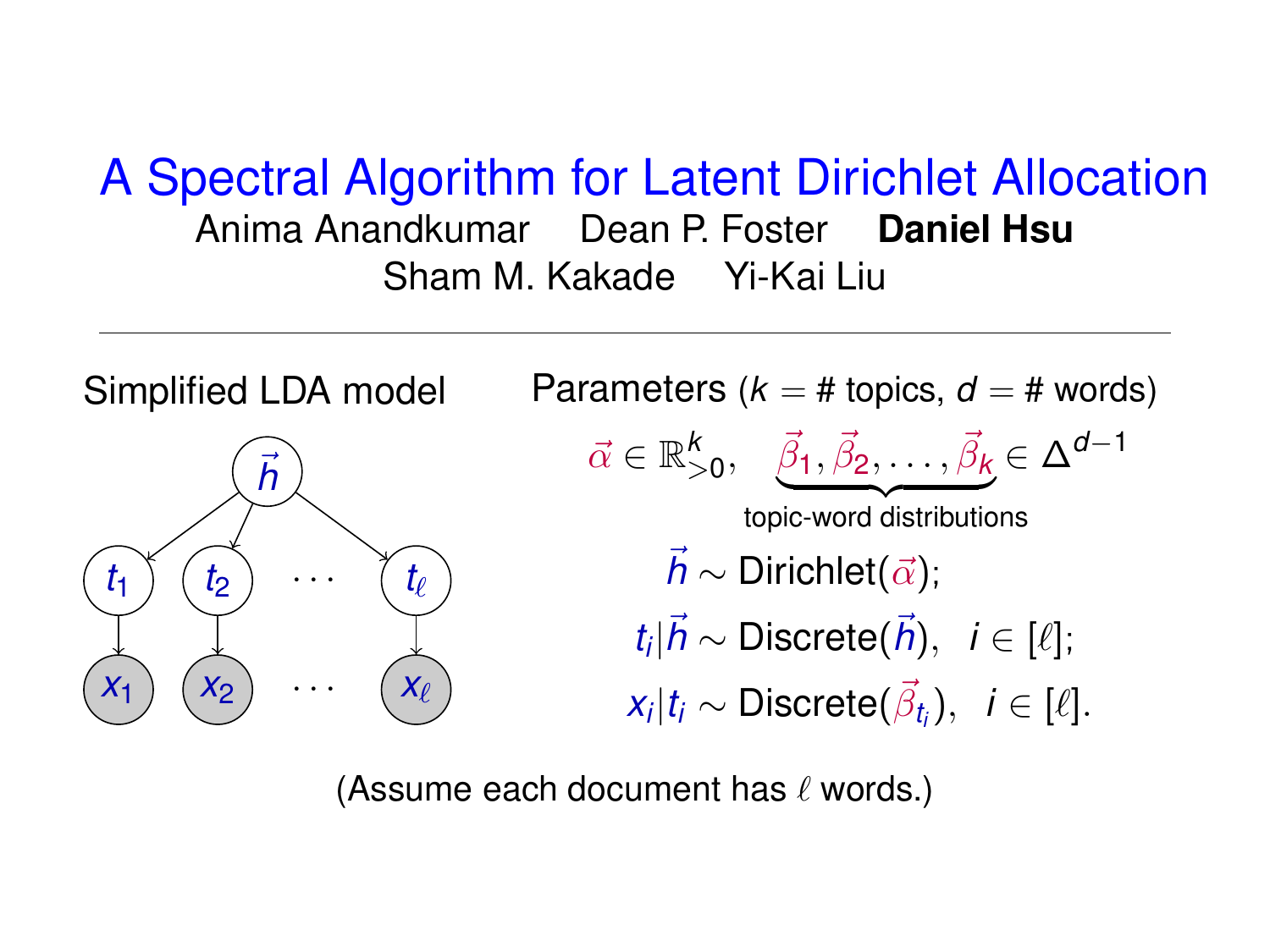# A Spectral Algorithm for Latent Dirichlet Allocation

Anima Anandkumar   Dean P. Foster   **Daniel Hsu**
Sham M. Kakade   Yi-Kai Liu

---

Simplified LDA model

$\vec{h}$

$t_1$   $t_2$   $\cdots$   $t_\ell$

$x_1$   $x_2$   $\cdots$   $x_\ell$

Parameters ($k$ = # topics, $d$ = # words)

$$\vec{\alpha} \in \mathbb{R}^k_{>0}, \quad \underbrace{\vec{\beta}_1, \vec{\beta}_2, \ldots, \vec{\beta}_k}_{\text{topic-word distributions}} \in \Delta^{d-1}$$

$$\vec{h} \sim \text{Dirichlet}(\vec{\alpha});$$

$$t_i | \vec{h} \sim \text{Discrete}(\vec{h}), \quad i \in [\ell];$$

$$x_i | t_i \sim \text{Discrete}(\vec{\beta}_{t_i}), \quad i \in [\ell].$$

(Assume each document has $\ell$ words.)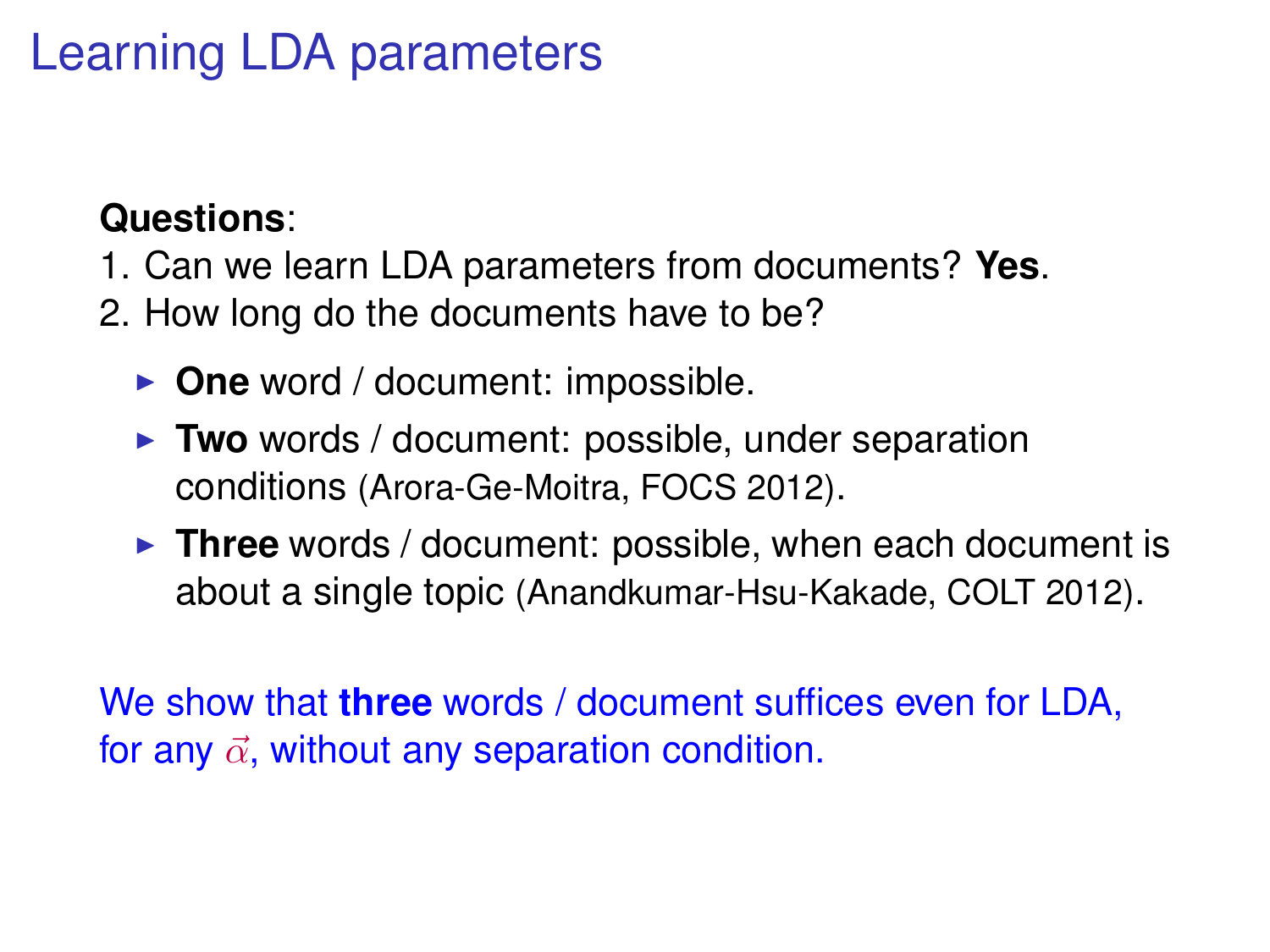# Learning LDA parameters

**Questions**:

1. Can we learn LDA parameters from documents? **Yes**.
2. How long do the documents have to be?
   - **One** word / document: impossible.
   - **Two** words / document: possible, under separation conditions (Arora-Ge-Moitra, FOCS 2012).
   - **Three** words / document: possible, when each document is about a single topic (Anandkumar-Hsu-Kakade, COLT 2012).

We show that **three** words / document suffices even for LDA, for any $\vec{\alpha}$, without any separation condition.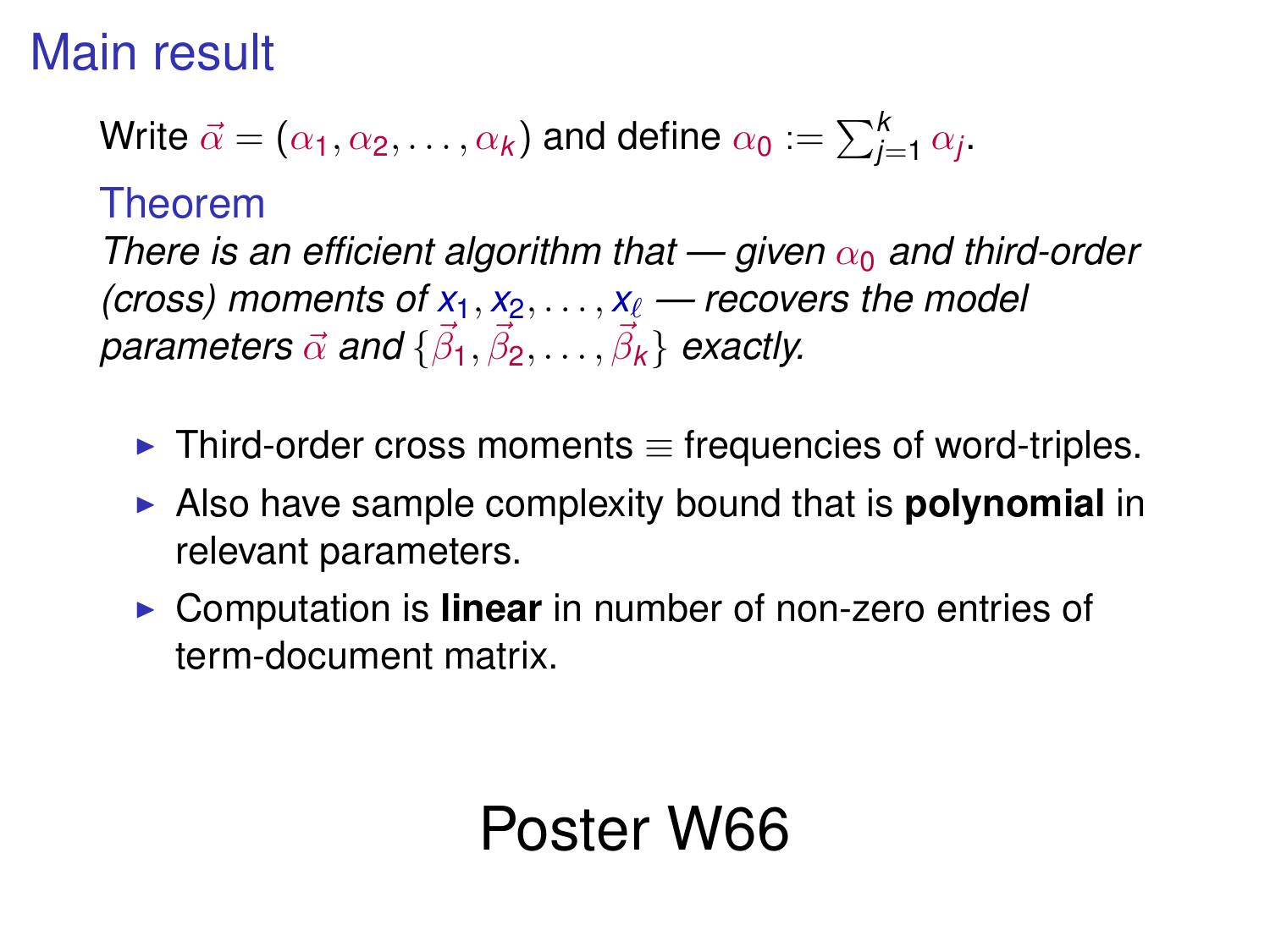# Main result

Write $\vec{\alpha} = (\alpha_1, \alpha_2, \ldots, \alpha_k)$ and define $\alpha_0 := \sum_{j=1}^{k} \alpha_j$.

### Theorem

*There is an efficient algorithm that — given $\alpha_0$ and third-order (cross) moments of $x_1, x_2, \ldots, x_\ell$ — recovers the model parameters $\vec{\alpha}$ and $\{\vec{\beta}_1, \vec{\beta}_2, \ldots, \vec{\beta}_k\}$ exactly.*

- Third-order cross moments $\equiv$ frequencies of word-triples.
- Also have sample complexity bound that is **polynomial** in relevant parameters.
- Computation is **linear** in number of non-zero entries of term-document matrix.

Poster W66